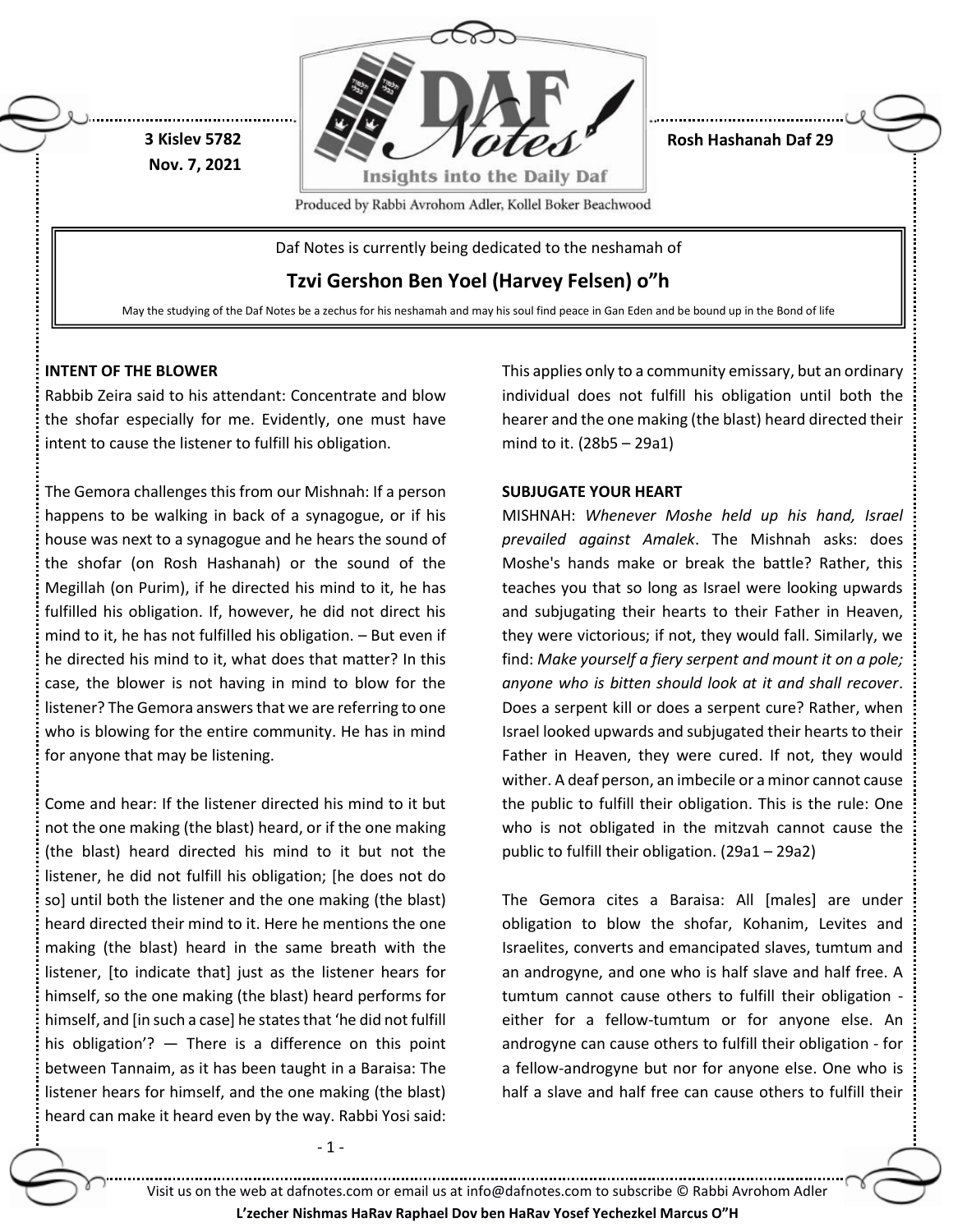3 Kislev 5782
Nov. 7, 2021

Rosh Hashanah Daf 29

Daf Notes is currently being dedicated to the neshamah of

**Tzvi Gershon Ben Yoel (Harvey Felsen) o"h**

May the studying of the Daf Notes be a zechus for his neshamah and may his soul find peace in Gan Eden and be bound up in the Bond of life

**INTENT OF THE BLOWER**

Rabbib Zeira said to his attendant: Concentrate and blow the shofar especially for me. Evidently, one must have intent to cause the listener to fulfill his obligation.

The Gemora challenges this from our Mishnah: If a person happens to be walking in back of a synagogue, or if his house was next to a synagogue and he hears the sound of the shofar (on Rosh Hashanah) or the sound of the Megillah (on Purim), if he directed his mind to it, he has fulfilled his obligation. If, however, he did not direct his mind to it, he has not fulfilled his obligation. – But even if he directed his mind to it, what does that matter? In this case, the blower is not having in mind to blow for the listener? The Gemora answers that we are referring to one who is blowing for the entire community. He has in mind for anyone that may be listening.

Come and hear: If the listener directed his mind to it but not the one making (the blast) heard, or if the one making (the blast) heard directed his mind to it but not the listener, he did not fulfill his obligation; [he does not do so] until both the listener and the one making (the blast) heard directed their mind to it. Here he mentions the one making (the blast) heard in the same breath with the listener, [to indicate that] just as the listener hears for himself, so the one making (the blast) heard performs for himself, and [in such a case] he states that 'he did not fulfill his obligation'? — There is a difference on this point between Tannaim, as it has been taught in a Baraisa: The listener hears for himself, and the one making (the blast) heard can make it heard even by the way. Rabbi Yosi said: This applies only to a community emissary, but an ordinary individual does not fulfill his obligation until both the hearer and the one making (the blast) heard directed their mind to it. (28b5 – 29a1)

**SUBJUGATE YOUR HEART**

MISHNAH: *Whenever Moshe held up his hand, Israel prevailed against Amalek*. The Mishnah asks: does Moshe's hands make or break the battle? Rather, this teaches you that so long as Israel were looking upwards and subjugating their hearts to their Father in Heaven, they were victorious; if not, they would fall. Similarly, we find: *Make yourself a fiery serpent and mount it on a pole; anyone who is bitten should look at it and shall recover*. Does a serpent kill or does a serpent cure? Rather, when Israel looked upwards and subjugated their hearts to their Father in Heaven, they were cured. If not, they would wither. A deaf person, an imbecile or a minor cannot cause the public to fulfill their obligation. This is the rule: One who is not obligated in the mitzvah cannot cause the public to fulfill their obligation. (29a1 – 29a2)

The Gemora cites a Baraisa: All [males] are under obligation to blow the shofar, Kohanim, Levites and Israelites, converts and emancipated slaves, tumtum and an androgyne, and one who is half slave and half free. A tumtum cannot cause others to fulfill their obligation - either for a fellow-tumtum or for anyone else. An androgyne can cause others to fulfill their obligation - for a fellow-androgyne but nor for anyone else. One who is half a slave and half free can cause others to fulfill their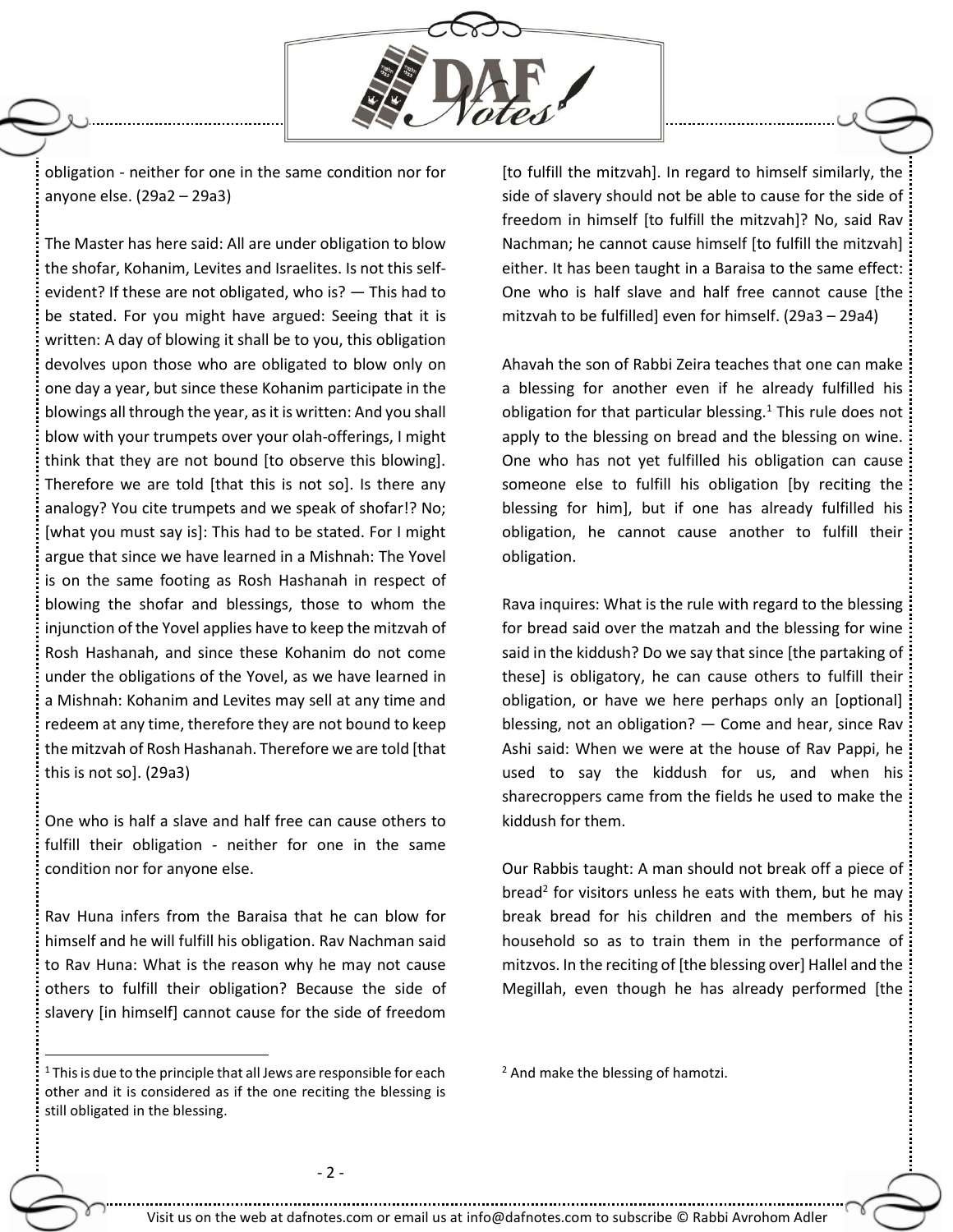obligation - neither for one in the same condition nor for anyone else. (29a2 – 29a3)

The Master has here said: All are under obligation to blow the shofar, Kohanim, Levites and Israelites. Is not this self-evident? If these are not obligated, who is? — This had to be stated. For you might have argued: Seeing that it is written: A day of blowing it shall be to you, this obligation devolves upon those who are obligated to blow only on one day a year, but since these Kohanim participate in the blowings all through the year, as it is written: And you shall blow with your trumpets over your olah-offerings, I might think that they are not bound [to observe this blowing]. Therefore we are told [that this is not so]. Is there any analogy? You cite trumpets and we speak of shofar!? No; [what you must say is]: This had to be stated. For I might argue that since we have learned in a Mishnah: The Yovel is on the same footing as Rosh Hashanah in respect of blowing the shofar and blessings, those to whom the injunction of the Yovel applies have to keep the mitzvah of Rosh Hashanah, and since these Kohanim do not come under the obligations of the Yovel, as we have learned in a Mishnah: Kohanim and Levites may sell at any time and redeem at any time, therefore they are not bound to keep the mitzvah of Rosh Hashanah. Therefore we are told [that this is not so]. (29a3)

One who is half a slave and half free can cause others to fulfill their obligation - neither for one in the same condition nor for anyone else.

Rav Huna infers from the Baraisa that he can blow for himself and he will fulfill his obligation. Rav Nachman said to Rav Huna: What is the reason why he may not cause others to fulfill their obligation? Because the side of slavery [in himself] cannot cause for the side of freedom [to fulfill the mitzvah]. In regard to himself similarly, the side of slavery should not be able to cause for the side of freedom in himself [to fulfill the mitzvah]? No, said Rav Nachman; he cannot cause himself [to fulfill the mitzvah] either. It has been taught in a Baraisa to the same effect: One who is half slave and half free cannot cause [the mitzvah to be fulfilled] even for himself. (29a3 – 29a4)

Ahavah the son of Rabbi Zeira teaches that one can make a blessing for another even if he already fulfilled his obligation for that particular blessing.[1] This rule does not apply to the blessing on bread and the blessing on wine. One who has not yet fulfilled his obligation can cause someone else to fulfill his obligation [by reciting the blessing for him], but if one has already fulfilled his obligation, he cannot cause another to fulfill their obligation.

Rava inquires: What is the rule with regard to the blessing for bread said over the matzah and the blessing for wine said in the kiddush? Do we say that since [the partaking of these] is obligatory, he can cause others to fulfill their obligation, or have we here perhaps only an [optional] blessing, not an obligation? — Come and hear, since Rav Ashi said: When we were at the house of Rav Pappi, he used to say the kiddush for us, and when his sharecroppers came from the fields he used to make the kiddush for them.

Our Rabbis taught: A man should not break off a piece of bread[2] for visitors unless he eats with them, but he may break bread for his children and the members of his household so as to train them in the performance of mitzvos. In the reciting of [the blessing over] Hallel and the Megillah, even though he has already performed [the

---

[1] This is due to the principle that all Jews are responsible for each other and it is considered as if the one reciting the blessing is still obligated in the blessing.

[2] And make the blessing of hamotzi.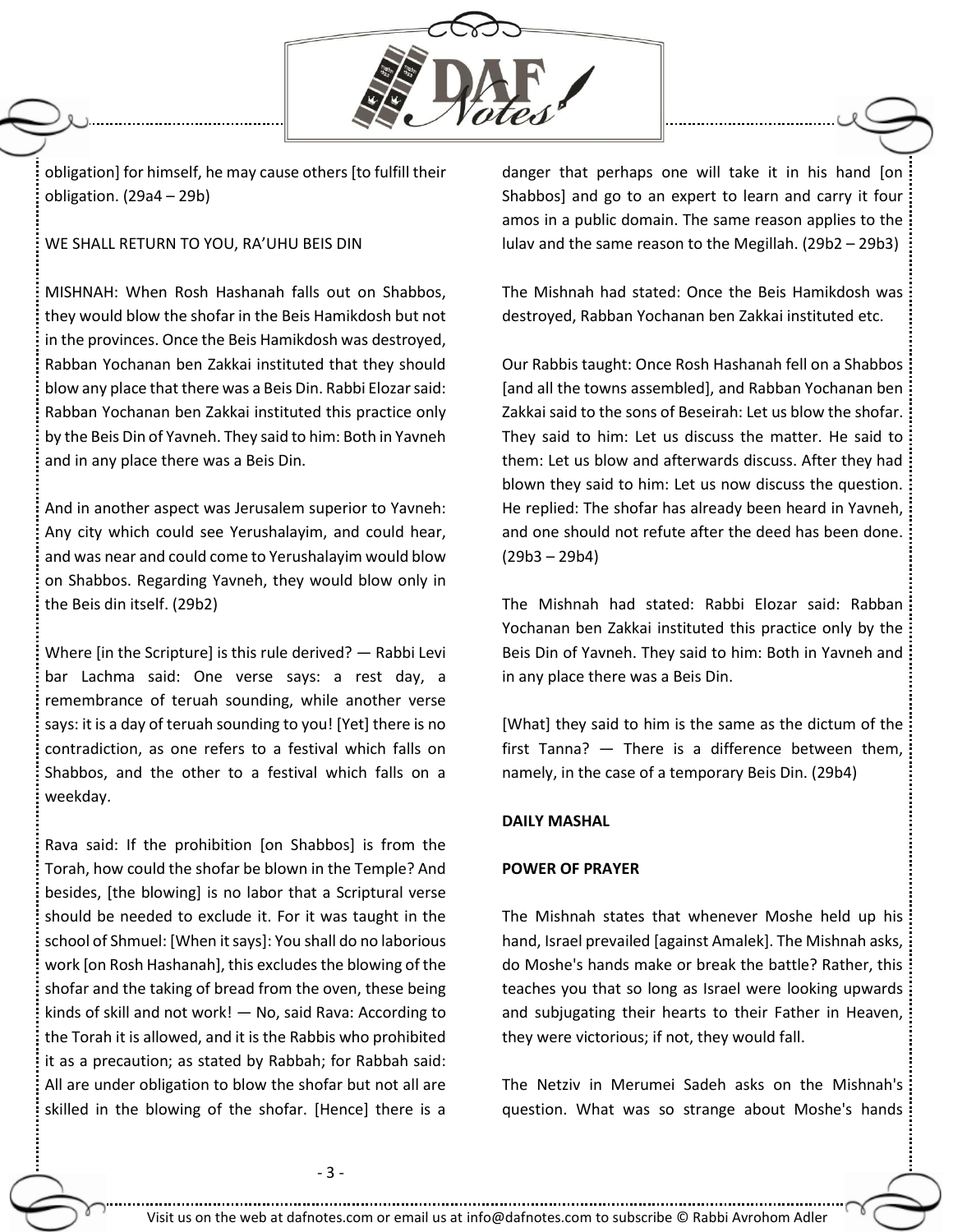obligation] for himself, he may cause others [to fulfill their obligation. (29a4 – 29b)

WE SHALL RETURN TO YOU, RA'UHU BEIS DIN

MISHNAH: When Rosh Hashanah falls out on Shabbos, they would blow the shofar in the Beis Hamikdosh but not in the provinces. Once the Beis Hamikdosh was destroyed, Rabban Yochanan ben Zakkai instituted that they should blow any place that there was a Beis Din. Rabbi Elozar said: Rabban Yochanan ben Zakkai instituted this practice only by the Beis Din of Yavneh. They said to him: Both in Yavneh and in any place there was a Beis Din.

And in another aspect was Jerusalem superior to Yavneh: Any city which could see Yerushalayim, and could hear, and was near and could come to Yerushalayim would blow on Shabbos. Regarding Yavneh, they would blow only in the Beis din itself. (29b2)

Where [in the Scripture] is this rule derived? — Rabbi Levi bar Lachma said: One verse says: a rest day, a remembrance of teruah sounding, while another verse says: it is a day of teruah sounding to you! [Yet] there is no contradiction, as one refers to a festival which falls on Shabbos, and the other to a festival which falls on a weekday.

Rava said: If the prohibition [on Shabbos] is from the Torah, how could the shofar be blown in the Temple? And besides, [the blowing] is no labor that a Scriptural verse should be needed to exclude it. For it was taught in the school of Shmuel: [When it says]: You shall do no laborious work [on Rosh Hashanah], this excludes the blowing of the shofar and the taking of bread from the oven, these being kinds of skill and not work! — No, said Rava: According to the Torah it is allowed, and it is the Rabbis who prohibited it as a precaution; as stated by Rabbah; for Rabbah said: All are under obligation to blow the shofar but not all are skilled in the blowing of the shofar. [Hence] there is a danger that perhaps one will take it in his hand [on Shabbos] and go to an expert to learn and carry it four amos in a public domain. The same reason applies to the lulav and the same reason to the Megillah. (29b2 – 29b3)

The Mishnah had stated: Once the Beis Hamikdosh was destroyed, Rabban Yochanan ben Zakkai instituted etc.

Our Rabbis taught: Once Rosh Hashanah fell on a Shabbos [and all the towns assembled], and Rabban Yochanan ben Zakkai said to the sons of Beseirah: Let us blow the shofar. They said to him: Let us discuss the matter. He said to them: Let us blow and afterwards discuss. After they had blown they said to him: Let us now discuss the question. He replied: The shofar has already been heard in Yavneh, and one should not refute after the deed has been done. (29b3 – 29b4)

The Mishnah had stated: Rabbi Elozar said: Rabban Yochanan ben Zakkai instituted this practice only by the Beis Din of Yavneh. They said to him: Both in Yavneh and in any place there was a Beis Din.

[What] they said to him is the same as the dictum of the first Tanna? — There is a difference between them, namely, in the case of a temporary Beis Din. (29b4)

**DAILY MASHAL**

**POWER OF PRAYER**

The Mishnah states that whenever Moshe held up his hand, Israel prevailed [against Amalek]. The Mishnah asks, do Moshe's hands make or break the battle? Rather, this teaches you that so long as Israel were looking upwards and subjugating their hearts to their Father in Heaven, they were victorious; if not, they would fall.

The Netziv in Merumei Sadeh asks on the Mishnah's question. What was so strange about Moshe's hands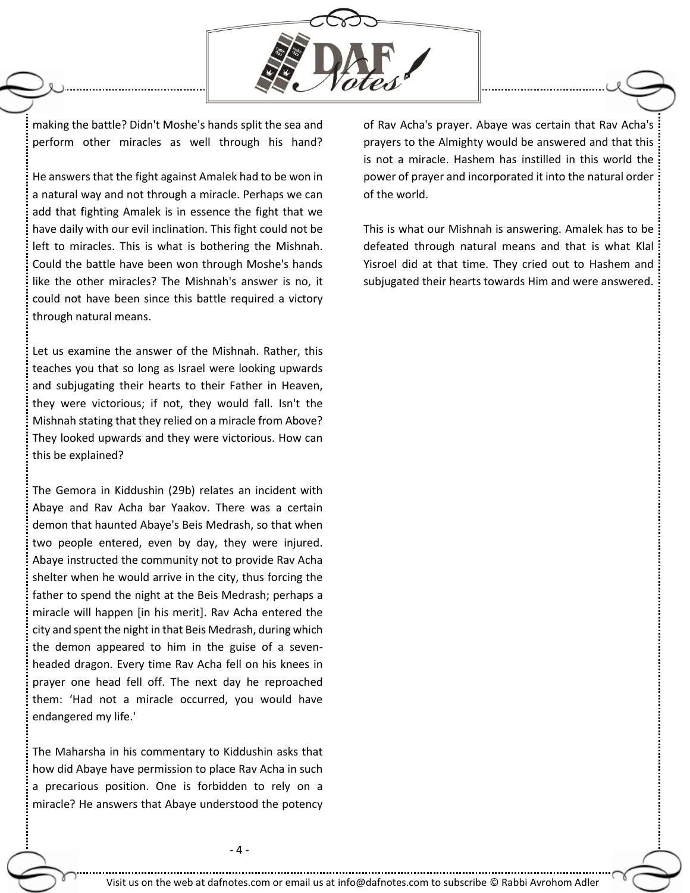making the battle? Didn't Moshe's hands split the sea and perform other miracles as well through his hand?

He answers that the fight against Amalek had to be won in a natural way and not through a miracle. Perhaps we can add that fighting Amalek is in essence the fight that we have daily with our evil inclination. This fight could not be left to miracles. This is what is bothering the Mishnah. Could the battle have been won through Moshe's hands like the other miracles? The Mishnah's answer is no, it could not have been since this battle required a victory through natural means.

Let us examine the answer of the Mishnah. Rather, this teaches you that so long as Israel were looking upwards and subjugating their hearts to their Father in Heaven, they were victorious; if not, they would fall. Isn't the Mishnah stating that they relied on a miracle from Above? They looked upwards and they were victorious. How can this be explained?

The Gemora in Kiddushin (29b) relates an incident with Abaye and Rav Acha bar Yaakov. There was a certain demon that haunted Abaye's Beis Medrash, so that when two people entered, even by day, they were injured. Abaye instructed the community not to provide Rav Acha shelter when he would arrive in the city, thus forcing the father to spend the night at the Beis Medrash; perhaps a miracle will happen [in his merit]. Rav Acha entered the city and spent the night in that Beis Medrash, during which the demon appeared to him in the guise of a seven-headed dragon. Every time Rav Acha fell on his knees in prayer one head fell off. The next day he reproached them: 'Had not a miracle occurred, you would have endangered my life.'

The Maharsha in his commentary to Kiddushin asks that how did Abaye have permission to place Rav Acha in such a precarious position. One is forbidden to rely on a miracle? He answers that Abaye understood the potency of Rav Acha's prayer. Abaye was certain that Rav Acha's prayers to the Almighty would be answered and that this is not a miracle. Hashem has instilled in this world the power of prayer and incorporated it into the natural order of the world.

This is what our Mishnah is answering. Amalek has to be defeated through natural means and that is what Klal Yisroel did at that time. They cried out to Hashem and subjugated their hearts towards Him and were answered.